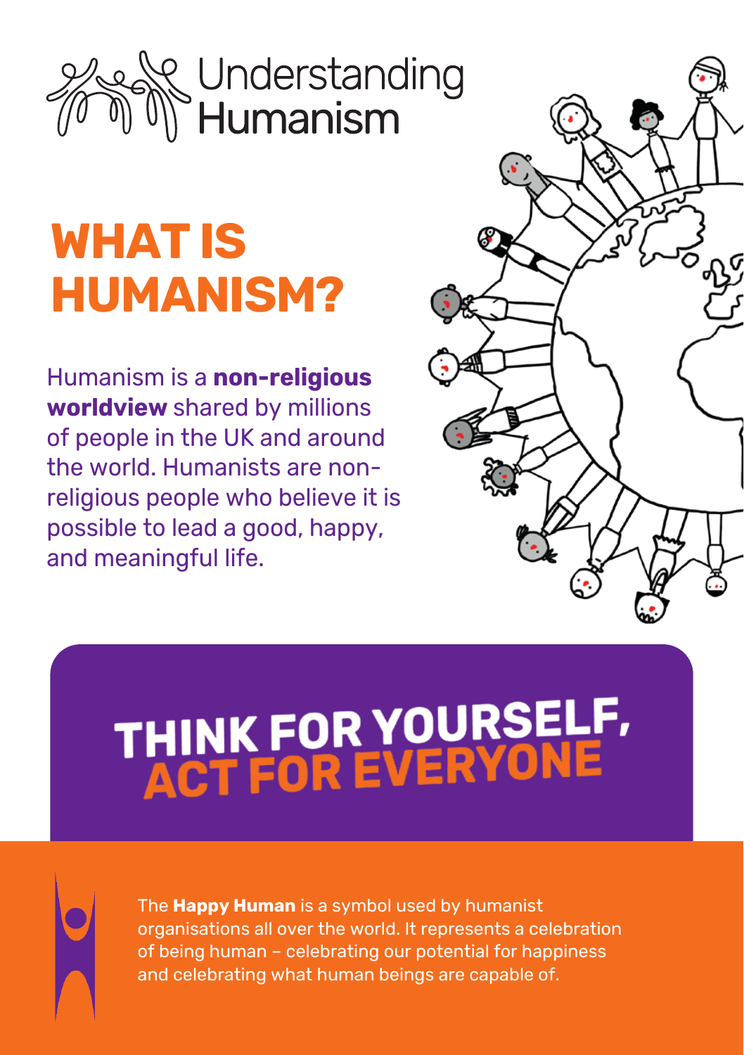Understanding Humanism

# WHAT IS HUMANISM?

Humanism is a **non-religious worldview** shared by millions of people in the UK and around the world. Humanists are non-religious people who believe it is possible to lead a good, happy, and meaningful life.

## THINK FOR YOURSELF, ACT FOR EVERYONE

The **Happy Human** is a symbol used by humanist organisations all over the world. It represents a celebration of being human – celebrating our potential for happiness and celebrating what human beings are capable of.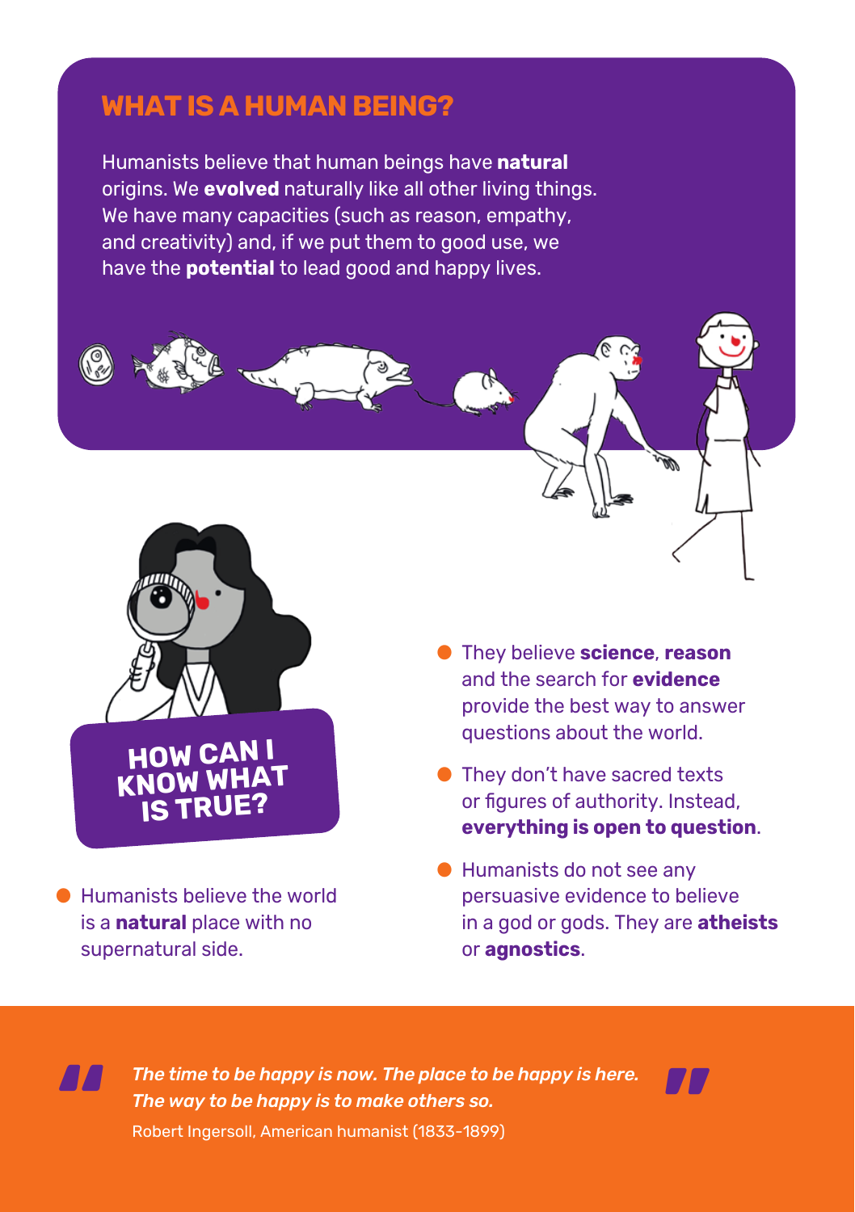## WHAT IS A HUMAN BEING?

Humanists believe that human beings have **natural** origins. We **evolved** naturally like all other living things. We have many capacities (such as reason, empathy, and creativity) and, if we put them to good use, we have the **potential** to lead good and happy lives.

## HOW CAN I KNOW WHAT IS TRUE?

- Humanists believe the world is a **natural** place with no supernatural side.
- They believe **science**, **reason** and the search for **evidence** provide the best way to answer questions about the world.
- They don't have sacred texts or figures of authority. Instead, **everything is open to question**.
- Humanists do not see any persuasive evidence to believe in a god or gods. They are **atheists** or **agnostics**.

> *"The time to be happy is now. The place to be happy is here. The way to be happy is to make others so."*
>
> Robert Ingersoll, American humanist (1833-1899)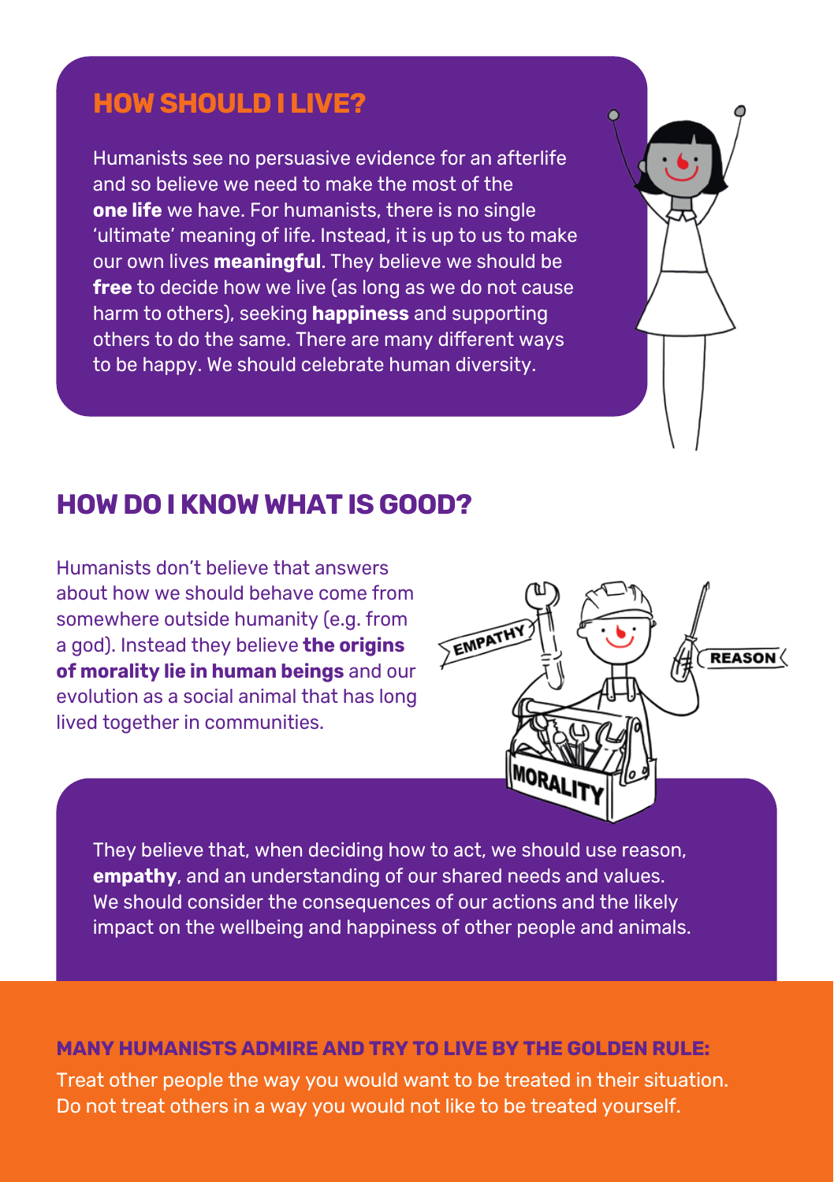## HOW SHOULD I LIVE?

Humanists see no persuasive evidence for an afterlife and so believe we need to make the most of the **one life** we have. For humanists, there is no single 'ultimate' meaning of life. Instead, it is up to us to make our own lives **meaningful**. They believe we should be **free** to decide how we live (as long as we do not cause harm to others), seeking **happiness** and supporting others to do the same. There are many different ways to be happy. We should celebrate human diversity.

## HOW DO I KNOW WHAT IS GOOD?

Humanists don't believe that answers about how we should behave come from somewhere outside humanity (e.g. from a god). Instead they believe **the origins of morality lie in human beings** and our evolution as a social animal that has long lived together in communities.

They believe that, when deciding how to act, we should use reason, **empathy**, and an understanding of our shared needs and values. We should consider the consequences of our actions and the likely impact on the wellbeing and happiness of other people and animals.

**MANY HUMANISTS ADMIRE AND TRY TO LIVE BY THE GOLDEN RULE:**

Treat other people the way you would want to be treated in their situation. Do not treat others in a way you would not like to be treated yourself.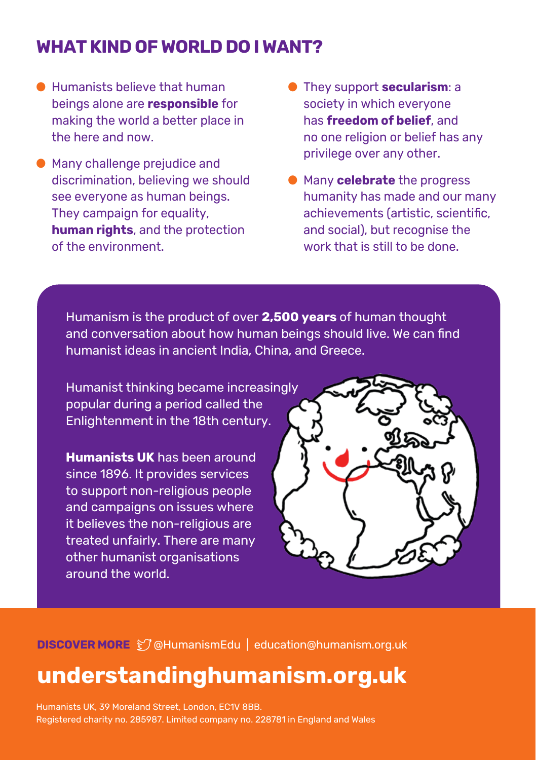## WHAT KIND OF WORLD DO I WANT?

- Humanists believe that human beings alone are **responsible** for making the world a better place in the here and now.
- Many challenge prejudice and discrimination, believing we should see everyone as human beings. They campaign for equality, **human rights**, and the protection of the environment.
- They support **secularism**: a society in which everyone has **freedom of belief**, and no one religion or belief has any privilege over any other.
- Many **celebrate** the progress humanity has made and our many achievements (artistic, scientific, and social), but recognise the work that is still to be done.

Humanism is the product of over **2,500 years** of human thought and conversation about how human beings should live. We can find humanist ideas in ancient India, China, and Greece.

Humanist thinking became increasingly popular during a period called the Enlightenment in the 18th century.

**Humanists UK** has been around since 1896. It provides services to support non-religious people and campaigns on issues where it believes the non-religious are treated unfairly. There are many other humanist organisations around the world.

**DISCOVER MORE** @HumanismEdu | education@humanism.org.uk

**understandinghumanism.org.uk**

Humanists UK, 39 Moreland Street, London, EC1V 8BB.
Registered charity no. 285987. Limited company no. 228781 in England and Wales